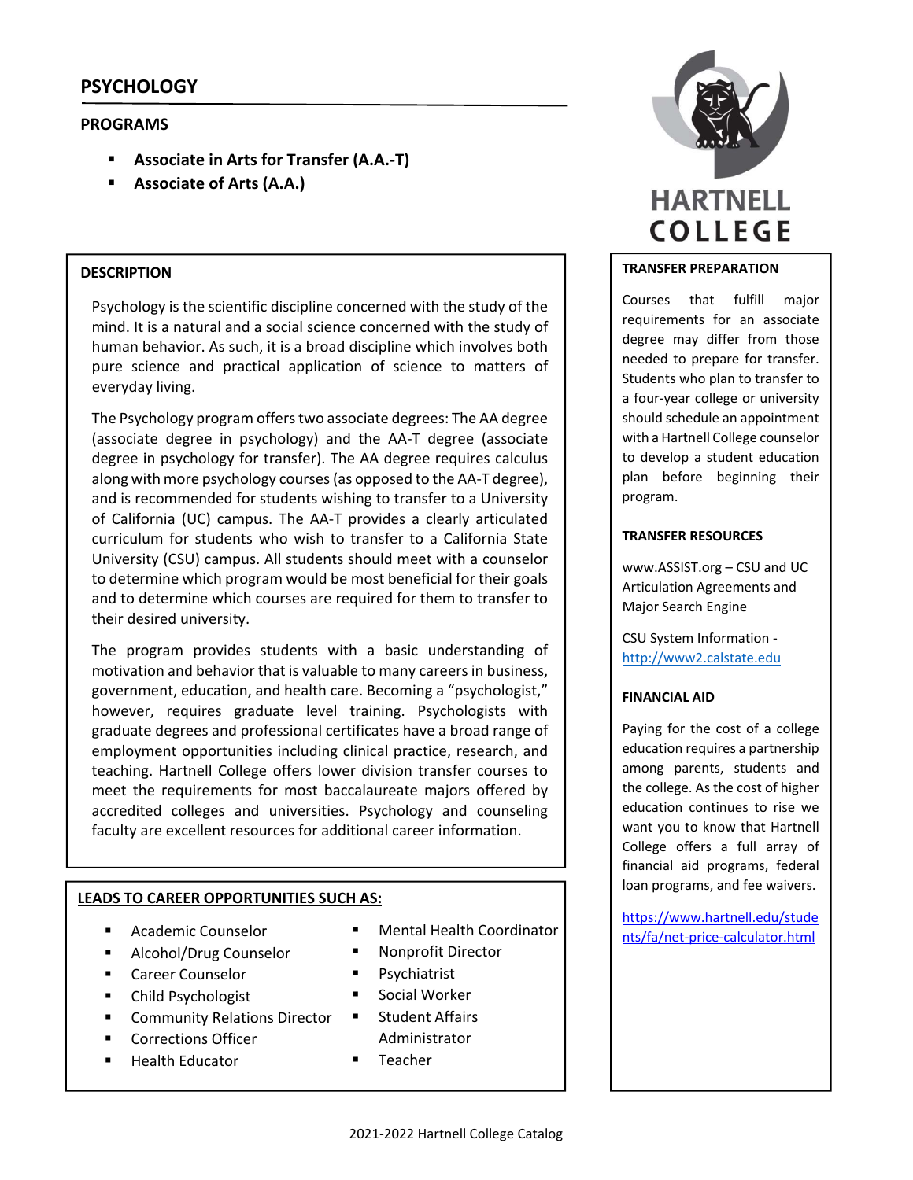# PSYCHOLOGY

## PROGRAMS

- **Associate in Arts for Transfer (A.A.-T)**
- **Associate of Arts (A.A.)**

### DESCRIPTION

Psychology is the scientific discipline concerned with the study of the mind. It is a natural and a social science concerned with the study of human behavior. As such, it is a broad discipline which involves both pure science and practical application of science to matters of everyday living.

The Psychology program offers two associate degrees: The AA degree (associate degree in psychology) and the AA-T degree (associate degree in psychology for transfer). The AA degree requires calculus along with more psychology courses (as opposed to the AA-T degree), and is recommended for students wishing to transfer to a University of California (UC) campus. The AA-T provides a clearly articulated curriculum for students who wish to transfer to a California State University (CSU) campus. All students should meet with a counselor to determine which program would be most beneficial for their goals and to determine which courses are required for them to transfer to their desired university.

The program provides students with a basic understanding of motivation and behavior that is valuable to many careers in business, government, education, and health care. Becoming a "psychologist," however, requires graduate level training. Psychologists with graduate degrees and professional certificates have a broad range of employment opportunities including clinical practice, research, and teaching. Hartnell College offers lower division transfer courses to meet the requirements for most baccalaureate majors offered by accredited colleges and universities. Psychology and counseling faculty are excellent resources for additional career information.

### LEADS TO CAREER OPPORTUNITIES SUCH AS:

- Academic Counselor
- Alcohol/Drug Counselor
- Career Counselor
- Child Psychologist
- Community Relations Director
- Corrections Officer
- Health Educator
- Mental Health Coordinator
- Nonprofit Director
- Psychiatrist
- Social Worker
- Student Affairs Administrator
- Teacher

### TRANSFER PREPARATION

Courses that fulfill major requirements for an associate degree may differ from those needed to prepare for transfer. Students who plan to transfer to a four-year college or university should schedule an appointment with a Hartnell College counselor to develop a student education plan before beginning their program.

### TRANSFER RESOURCES

www.ASSIST.org – CSU and UC Articulation Agreements and Major Search Engine

CSU System Information - http://www2.calstate.edu

### FINANCIAL AID

Paying for the cost of a college education requires a partnership among parents, students and the college. As the cost of higher education continues to rise we want you to know that Hartnell College offers a full array of financial aid programs, federal loan programs, and fee waivers.

https://www.hartnell.edu/students/fa/net-price-calculator.html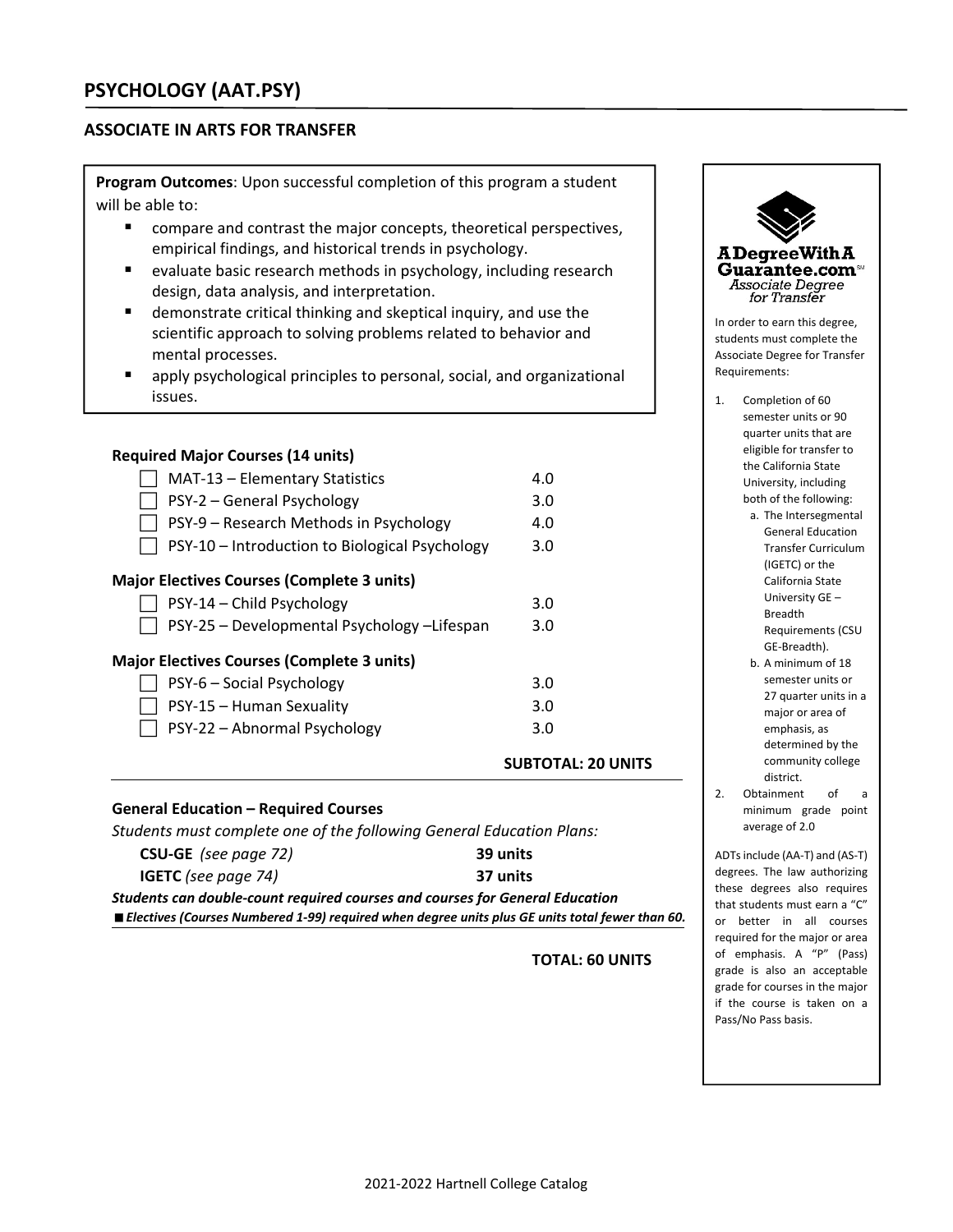# PSYCHOLOGY (AAT.PSY)

## ASSOCIATE IN ARTS FOR TRANSFER

**Program Outcomes**: Upon successful completion of this program a student will be able to:

- compare and contrast the major concepts, theoretical perspectives, empirical findings, and historical trends in psychology.
- evaluate basic research methods in psychology, including research design, data analysis, and interpretation.
- demonstrate critical thinking and skeptical inquiry, and use the scientific approach to solving problems related to behavior and mental processes.
- apply psychological principles to personal, social, and organizational issues.

**Required Major Courses (14 units)**

| Course | Units |
| --- | --- |
| ☐ MAT-13 – Elementary Statistics | 4.0 |
| ☐ PSY-2 – General Psychology | 3.0 |
| ☐ PSY-9 – Research Methods in Psychology | 4.0 |
| ☐ PSY-10 – Introduction to Biological Psychology | 3.0 |

**Major Electives Courses (Complete 3 units)**

| Course | Units |
| --- | --- |
| ☐ PSY-14 – Child Psychology | 3.0 |
| ☐ PSY-25 – Developmental Psychology –Lifespan | 3.0 |

**Major Electives Courses (Complete 3 units)**

| Course | Units |
| --- | --- |
| ☐ PSY-6 – Social Psychology | 3.0 |
| ☐ PSY-15 – Human Sexuality | 3.0 |
| ☐ PSY-22 – Abnormal Psychology | 3.0 |

**SUBTOTAL: 20 UNITS**

**General Education – Required Courses**

*Students must complete one of the following General Education Plans:*

| Plan | Units |
| --- | --- |
| **CSU-GE** *(see page 72)* | **39 units** |
| **IGETC** *(see page 74)* | **37 units** |

***Students can double-count required courses and courses for General Education***

■ ***Electives (Courses Numbered 1-99) required when degree units plus GE units total fewer than 60.***

**TOTAL: 60 UNITS**

**A Degree With A Guarantee.com** — *Associate Degree for Transfer*

In order to earn this degree, students must complete the Associate Degree for Transfer Requirements:

1. Completion of 60 semester units or 90 quarter units that are eligible for transfer to the California State University, including both of the following:
   a. The Intersegmental General Education Transfer Curriculum (IGETC) or the California State University GE – Breadth Requirements (CSU GE-Breadth).
   b. A minimum of 18 semester units or 27 quarter units in a major or area of emphasis, as determined by the community college district.
2. Obtainment of a minimum grade point average of 2.0

ADTs include (AA-T) and (AS-T) degrees. The law authorizing these degrees also requires that students must earn a "C" or better in all courses required for the major or area of emphasis. A "P" (Pass) grade is also an acceptable grade for courses in the major if the course is taken on a Pass/No Pass basis.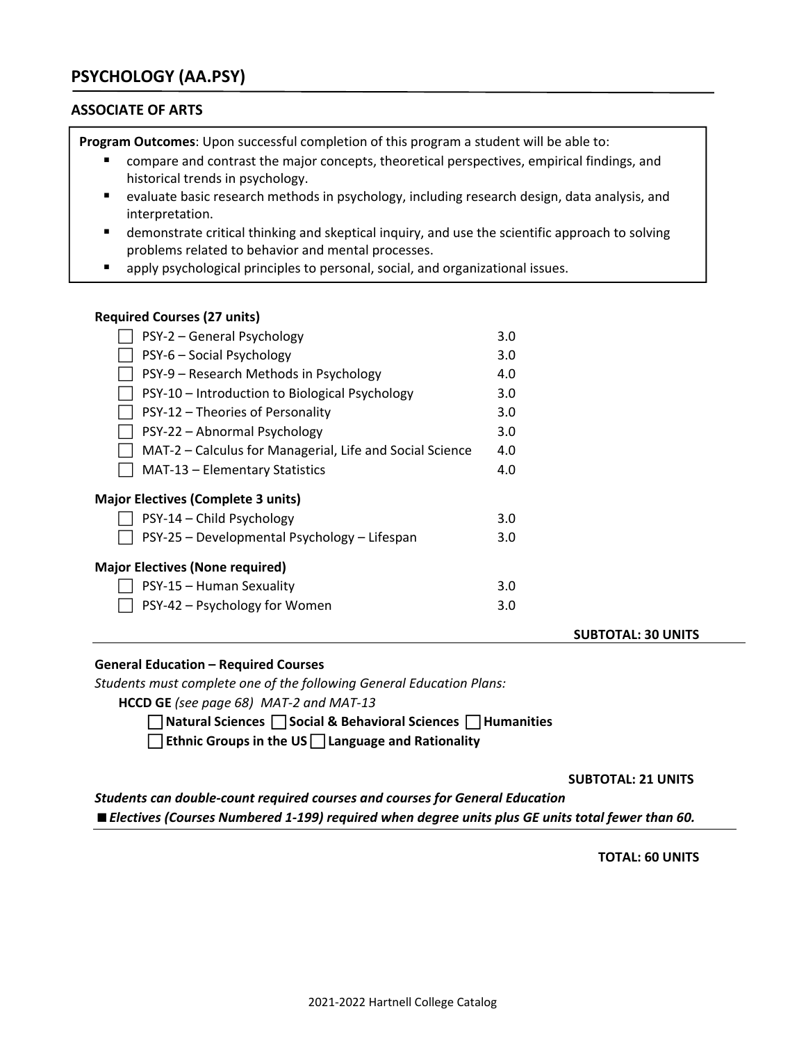## PSYCHOLOGY (AA.PSY)

### ASSOCIATE OF ARTS

**Program Outcomes**: Upon successful completion of this program a student will be able to:

- compare and contrast the major concepts, theoretical perspectives, empirical findings, and historical trends in psychology.
- evaluate basic research methods in psychology, including research design, data analysis, and interpretation.
- demonstrate critical thinking and skeptical inquiry, and use the scientific approach to solving problems related to behavior and mental processes.
- apply psychological principles to personal, social, and organizational issues.

**Required Courses (27 units)**

| | |
|---|---|
| ☐ PSY-2 – General Psychology | 3.0 |
| ☐ PSY-6 – Social Psychology | 3.0 |
| ☐ PSY-9 – Research Methods in Psychology | 4.0 |
| ☐ PSY-10 – Introduction to Biological Psychology | 3.0 |
| ☐ PSY-12 – Theories of Personality | 3.0 |
| ☐ PSY-22 – Abnormal Psychology | 3.0 |
| ☐ MAT-2 – Calculus for Managerial, Life and Social Science | 4.0 |
| ☐ MAT-13 – Elementary Statistics | 4.0 |

**Major Electives (Complete 3 units)**

| | |
|---|---|
| ☐ PSY-14 – Child Psychology | 3.0 |
| ☐ PSY-25 – Developmental Psychology – Lifespan | 3.0 |

**Major Electives (None required)**

| | |
|---|---|
| ☐ PSY-15 – Human Sexuality | 3.0 |
| ☐ PSY-42 – Psychology for Women | 3.0 |

**SUBTOTAL: 30 UNITS**

**General Education – Required Courses**

*Students must complete one of the following General Education Plans:*

**HCCD GE** *(see page 68) MAT-2 and MAT-13*

☐ **Natural Sciences** ☐ **Social & Behavioral Sciences** ☐ **Humanities**

☐ **Ethnic Groups in the US** ☐ **Language and Rationality**

**SUBTOTAL: 21 UNITS**

***Students can double-count required courses and courses for General Education***

■ ***Electives (Courses Numbered 1-199) required when degree units plus GE units total fewer than 60.***

**TOTAL: 60 UNITS**